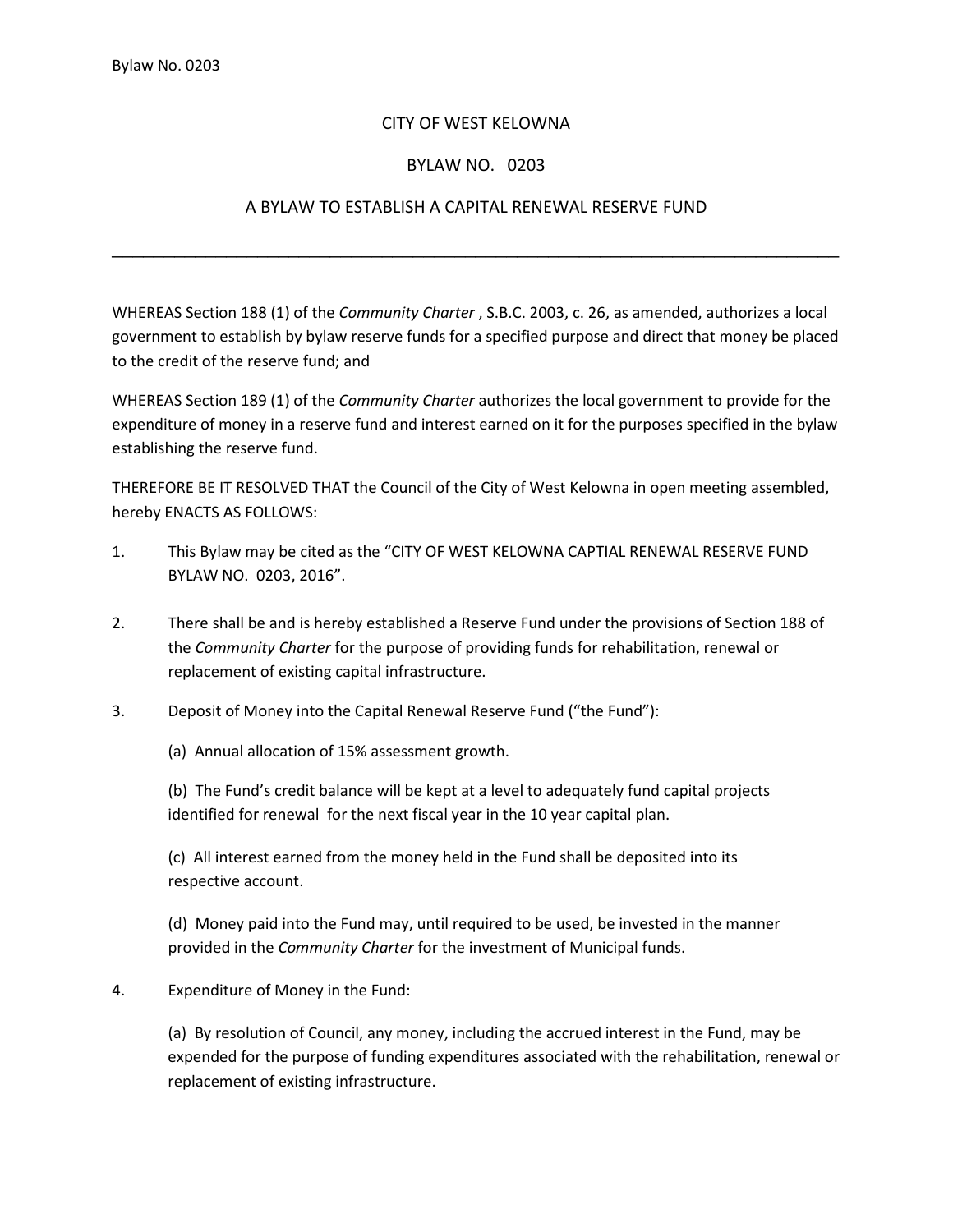CITY OF WEST KELOWNA

BYLAW NO. 0203

A BYLAW TO ESTABLISH A CAPITAL RENEWAL RESERVE FUND

---

WHEREAS Section 188 (1) of the *Community Charter* , S.B.C. 2003, c. 26, as amended, authorizes a local government to establish by bylaw reserve funds for a specified purpose and direct that money be placed to the credit of the reserve fund; and

WHEREAS Section 189 (1) of the *Community Charter* authorizes the local government to provide for the expenditure of money in a reserve fund and interest earned on it for the purposes specified in the bylaw establishing the reserve fund.

THEREFORE BE IT RESOLVED THAT the Council of the City of West Kelowna in open meeting assembled, hereby ENACTS AS FOLLOWS:

1. This Bylaw may be cited as the “CITY OF WEST KELOWNA CAPTIAL RENEWAL RESERVE FUND BYLAW NO. 0203, 2016”.

2. There shall be and is hereby established a Reserve Fund under the provisions of Section 188 of the *Community Charter* for the purpose of providing funds for rehabilitation, renewal or replacement of existing capital infrastructure.

3. Deposit of Money into the Capital Renewal Reserve Fund (“the Fund”):

   (a) Annual allocation of 15% assessment growth.

   (b) The Fund’s credit balance will be kept at a level to adequately fund capital projects identified for renewal for the next fiscal year in the 10 year capital plan.

   (c) All interest earned from the money held in the Fund shall be deposited into its respective account.

   (d) Money paid into the Fund may, until required to be used, be invested in the manner provided in the *Community Charter* for the investment of Municipal funds.

4. Expenditure of Money in the Fund:

   (a) By resolution of Council, any money, including the accrued interest in the Fund, may be expended for the purpose of funding expenditures associated with the rehabilitation, renewal or replacement of existing infrastructure.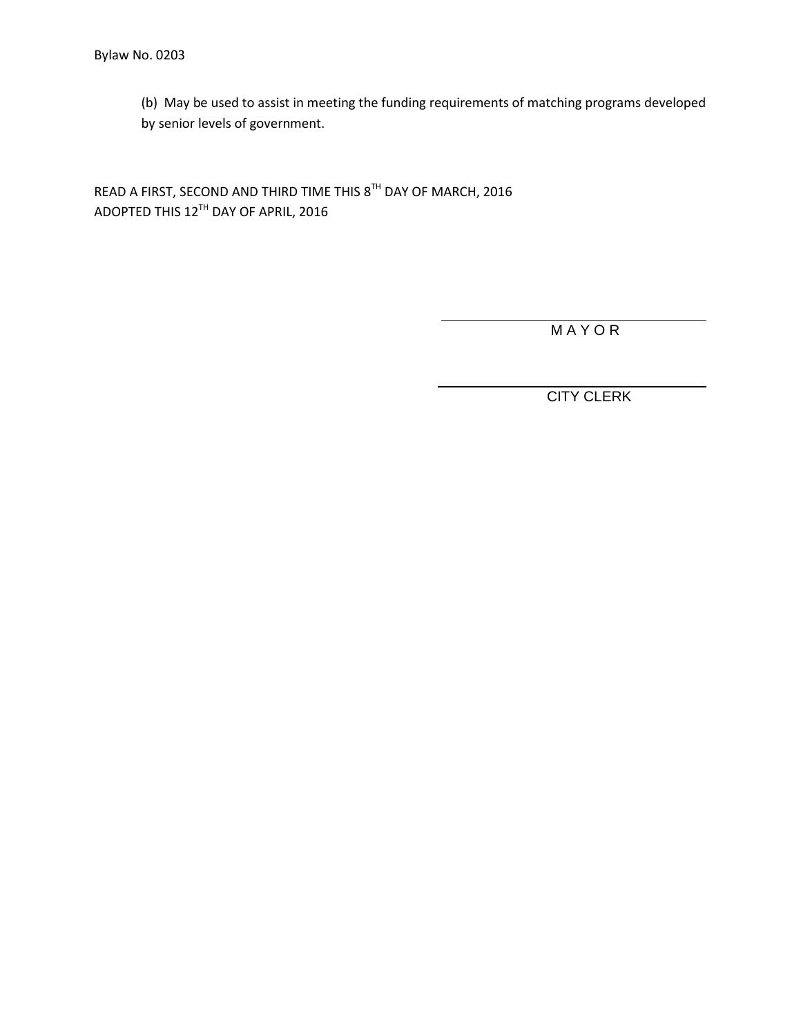(b) May be used to assist in meeting the funding requirements of matching programs developed by senior levels of government.

READ A FIRST, SECOND AND THIRD TIME THIS 8TH DAY OF MARCH, 2016
ADOPTED THIS 12TH DAY OF APRIL, 2016

MAYOR

CITY CLERK